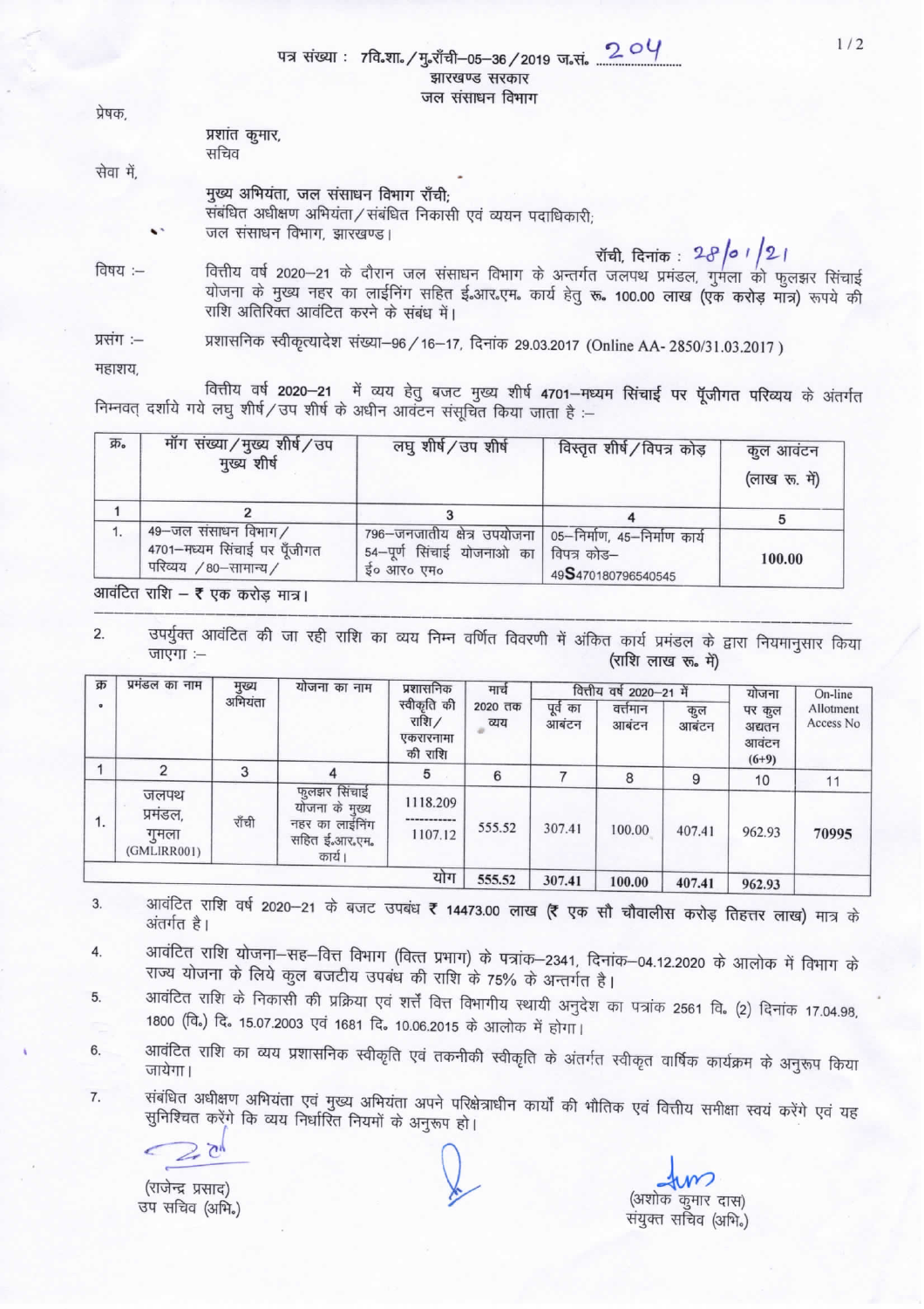पत्र संख्या : 7वि.शा./मु.राँची–05–36/2019 ज.सं. 204

झारखण्ड सरकार

जल संसाधन विभाग

प्रेषक,

प्रशांत कुमार,
सचिव

सेवा में,

मुख्य अभियंता, जल संसाधन विभाग राँची;
संबंधित अधीक्षण अभियंता/संबंधित निकासी एवं व्ययन पदाधिकारी;
जल संसाधन विभाग, झारखण्ड।

राँची, दिनांक : 28/01/21

विषय :– वित्तीय वर्ष 2020–21 के दौरान जल संसाधन विभाग के अन्तर्गत जलपथ प्रमंडल, गुमला को फुलझर सिंचाई योजना के मुख्य नहर का लाईनिंग सहित ई.आर.एम. कार्य हेतु रू. 100.00 लाख (एक करोड़ मात्र) रूपये की राशि अतिरिक्त आवंटित करने के संबंध में।

प्रसंग :– प्रशासनिक स्वीकृत्यादेश संख्या–96/16–17, दिनांक 29.03.2017 (Online AA- 2850/31.03.2017)

महाशय,

वित्तीय वर्ष 2020–21 में व्यय हेतु बजट मुख्य शीर्ष 4701–मध्यम सिंचाई पर पूँजीगत परिव्यय के अंतर्गत निम्नवत् दर्शाये गये लघु शीर्ष/उप शीर्ष के अधीन आवंटन संसूचित किया जाता है :–

| क्र. | माँग संख्या/मुख्य शीर्ष/उप मुख्य शीर्ष | लघु शीर्ष/उप शीर्ष | विस्तृत शीर्ष/विपत्र कोड | कुल आवंटन (लाख रू. में) |
|---|---|---|---|---|
| 1 | 2 | 3 | 4 | 5 |
| 1. | 49–जल संसाधन विभाग/ 4701–मध्यम सिंचाई पर पूँजीगत परिव्यय /80–सामान्य/ | 796–जनजातीय क्षेत्र उपयोजना 54–पूर्ण सिंचाई योजनाओ का ई० आर० एम० | 05–निर्माण, 45–निर्माण कार्य विपत्र कोड– 49S470180796540545 | 100.00 |

आवंटित राशि – ₹ एक करोड़ मात्र।

2. उपर्युक्त आवंटित की जा रही राशि का व्यय निम्न वर्णित विवरणी में अंकित कार्य प्रमंडल के द्वारा नियमानुसार किया जाएगा :– (राशि लाख रू. में)

| क्र. | प्रमंडल का नाम | मुख्य अभियंता | योजना का नाम | प्रशासनिक स्वीकृति की राशि/ एकरारनामा की राशि | मार्च 2020 तक व्यय | वित्तीय वर्ष 2020–21 में | | | योजना पर कुल अद्यतन आवंटन (6+9) | On-line Allotment Access No |
|---|---|---|---|---|---|---|---|---|---|---|
| | | | | | | पूर्व का आबंटन | वर्तमान आबंटन | कुल आबंटन | | |
| 1 | 2 | 3 | 4 | 5 | 6 | 7 | 8 | 9 | 10 | 11 |
| 1. | जलपथ प्रमंडल, गुमला (GMLIRR001) | राँची | फुलझर सिंचाई योजना के मुख्य नहर का लाईनिंग सहित ई.आर.एम. कार्य। | 1118.209 / 1107.12 | 555.52 | 307.41 | 100.00 | 407.41 | 962.93 | 70995 |
| | | | | योग | 555.52 | 307.41 | 100.00 | 407.41 | 962.93 | |

3. आवंटित राशि वर्ष 2020–21 के बजट उपबंध ₹ 14473.00 लाख (₹ एक सौ चौवालीस करोड़ तिहत्तर लाख) मात्र के अंतर्गत है।

4. आवंटित राशि योजना–सह–वित्त विभाग (वित्त प्रभाग) के पत्रांक–2341, दिनांक–04.12.2020 के आलोक में विभाग के राज्य योजना के लिये कुल बजटीय उपबंध की राशि के 75% के अन्तर्गत है।

5. आवंटित राशि के निकासी की प्रक्रिया एवं शर्तें वित्त विभागीय स्थायी अनुदेश का पत्रांक 2561 वि. (2) दिनांक 17.04.98, 1800 (वि.) दि. 15.07.2003 एवं 1681 दि. 10.06.2015 के आलोक में होगा।

6. आवंटित राशि का व्यय प्रशासनिक स्वीकृति एवं तकनीकी स्वीकृति के अंतर्गत स्वीकृत वार्षिक कार्यक्रम के अनुरूप किया जायेगा।

7. संबंधित अधीक्षण अभियंता एवं मुख्य अभियंता अपने परिक्षेत्राधीन कार्यों की भौतिक एवं वित्तीय समीक्षा स्वयं करेंगे एवं यह सुनिश्चित करेंगे कि व्यय निर्धारित नियमों के अनुरूप हो।

(राजेन्द्र प्रसाद)
उप सचिव (अभि.)

(अशोक कुमार दास)
संयुक्त सचिव (अभि.)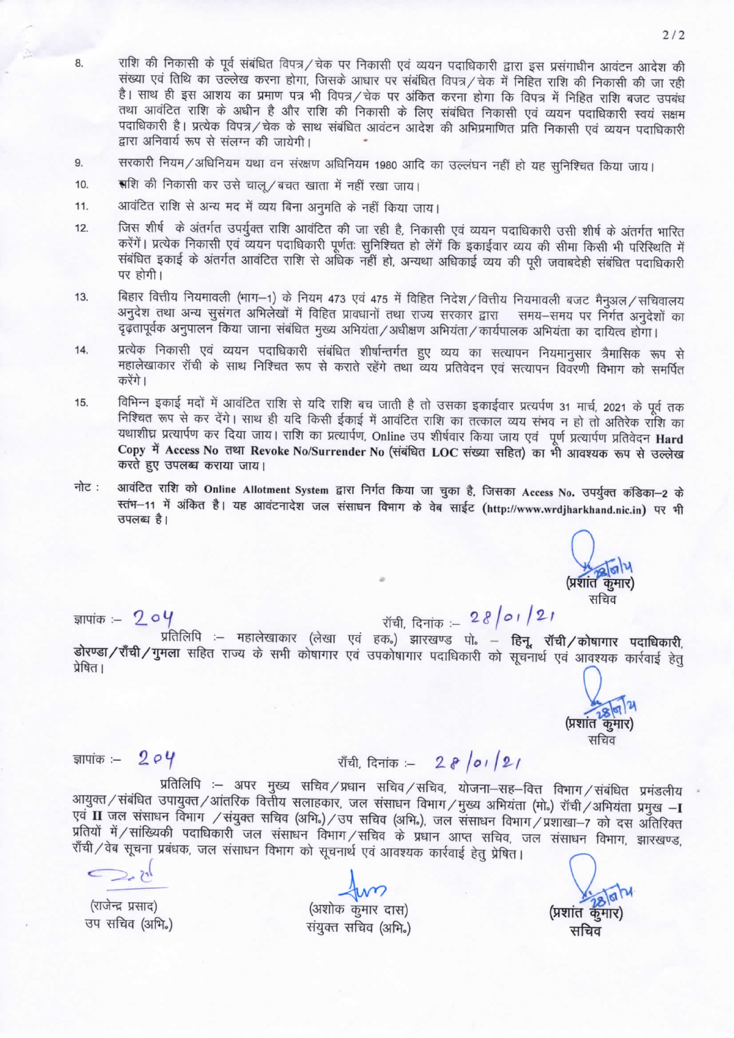8. राशि की निकासी के पूर्व संबंधित विपत्र/चेक पर निकासी एवं व्ययन पदाधिकारी द्वारा इस प्रसंगाधीन आवंटन आदेश की संख्या एवं तिथि का उल्लेख करना होगा, जिसके आधार पर संबंधित विपत्र/चेक में निहित राशि की निकासी की जा रही है। साथ ही इस आशय का प्रमाण पत्र भी विपत्र/चेक पर अंकित करना होगा कि विपत्र में निहित राशि बजट उपबंध तथा आवंटित राशि के अधीन है और राशि की निकासी के लिए संबंधित निकासी एवं व्ययन पदाधिकारी स्वयं सक्षम पदाधिकारी है। प्रत्येक विपत्र/चेक के साथ संबंधित आवंटन आदेश की अभिप्रमाणित प्रति निकासी एवं व्ययन पदाधिकारी द्वारा अनिवार्य रूप से संलग्न की जायेगी।
9. सरकारी नियम/अधिनियम यथा वन संरक्षण अधिनियम 1980 आदि का उल्लंघन नहीं हो यह सुनिश्चित किया जाय।
10. राशि की निकासी कर उसे चालू/बचत खाता में नहीं रखा जाय।
11. आवंटित राशि से अन्य मद में व्यय बिना अनुमति के नहीं किया जाय।
12. जिस शीर्ष के अंतर्गत उपर्युक्त राशि आवंटित की जा रही है, निकासी एवं व्ययन पदाधिकारी उसी शीर्ष के अंतर्गत भारित करेंगें। प्रत्येक निकासी एवं व्ययन पदाधिकारी पूर्णतः सुनिश्चित हो लेंगें कि इकाईवार व्यय की सीमा किसी भी परिस्थिति में संबंधित इकाई के अंतर्गत आवंटित राशि से अधिक नहीं हो, अन्यथा अधिकाई व्यय की पूरी जवाबदेही संबंधित पदाधिकारी पर होगी।
13. बिहार वित्तीय नियमावली (भाग–1) के नियम 473 एवं 475 में विहित निदेश/वित्तीय नियमावली बजट मैनुअल/सचिवालय अनुदेश तथा अन्य सुसंगत अभिलेखों में विहित प्रावधानों तथा राज्य सरकार द्वारा समय–समय पर निर्गत अनुदेशों का दृढ़तापूर्वक अनुपालन किया जाना संबंधित मुख्य अभियंता/अधीक्षण अभियंता/कार्यपालक अभियंता का दायित्व होगा।
14. प्रत्येक निकासी एवं व्ययन पदाधिकारी संबंधित शीर्षान्तर्गत हुए व्यय का सत्यापन नियमानुसार त्रैमासिक रूप से महालेखाकार रॉंची के साथ निश्चित रूप से कराते रहेंगे तथा व्यय प्रतिवेदन एवं सत्यापन विवरणी विभाग को समर्पित करेंगे।
15. विभिन्न इकाई मदों में आवंटित राशि से यदि राशि बच जाती है तो उसका इकाईवार प्रत्यर्पण 31 मार्च, 2021 के पूर्व तक निश्चित रूप से कर देंगे। साथ ही यदि किसी ईकाई में आवंटित राशि का तत्काल व्यय संभव न हो तो अतिरेक राशि का यथाशीघ्र प्रत्यार्पण कर दिया जाय। राशि का प्रत्यार्पण, Online उप शीर्षवार किया जाय एवं पूर्ण प्रत्यार्पण प्रतिवेदन **Hard Copy में Access No तथा Revoke No/Surrender No (संबंधित LOC संख्या सहित)** का भी आवश्यक रूप से उल्लेख करते हुए उपलब्ध कराया जाय।

**नोट : आवंटित राशि को Online Allotment System द्वारा निर्गत किया जा चुका है, जिसका Access No. उपर्युक्त कंडिका–2 के स्तंभ–11 में अंकित है। यह आवंटनादेश जल संसाधन विभाग के वेब साईट (http://www.wrdjharkhand.nic.in) पर भी उपलब्ध है।**

(प्रशांत कुमार)
सचिव

ज्ञापांक :– 204 रॉंची, दिनांक :– 28/01/21

प्रतिलिपि :– महालेखाकार (लेखा एवं हक०) झारखण्ड पो० – **हिनू, रॉंची/कोषागार पदाधिकारी, डोरण्डा/रॉंची/गुमला** सहित राज्य के सभी कोषागार एवं उपकोषागार पदाधिकारी को सूचनार्थ एवं आवश्यक कार्रवाई हेतु प्रेषित।

(प्रशांत कुमार)
सचिव

ज्ञापांक :– 204 रॉंची, दिनांक :– 28/01/21

प्रतिलिपि :– अपर मुख्य सचिव/प्रधान सचिव/सचिव, योजना–सह–वित्त विभाग/संबंधित प्रमंडलीय आयुक्त/संबंधित उपायुक्त/आंतरिक वित्तीय सलाहकार, जल संसाधन विभाग/मुख्य अभियंता (मो०) रॉंची/अभियंता प्रमुख **–I** एवं **II** जल संसाधन विभाग /संयुक्त सचिव (अभि०)/उप सचिव (अभि०), जल संसाधन विभाग/प्रशाखा–7 को दस अतिरिक्त प्रतियों में/सांख्यिकी पदाधिकारी जल संसाधन विभाग/सचिव के प्रधान आप्त सचिव, जल संसाधन विभाग, झारखण्ड, रॉंची/वेब सूचना प्रबंधक, जल संसाधन विभाग को सूचनार्थ एवं आवश्यक कार्रवाई हेतु प्रेषित।

(राजेन्द्र प्रसाद)
उप सचिव (अभि०)

(अशोक कुमार दास)
संयुक्त सचिव (अभि०)

(प्रशांत कुमार)
सचिव